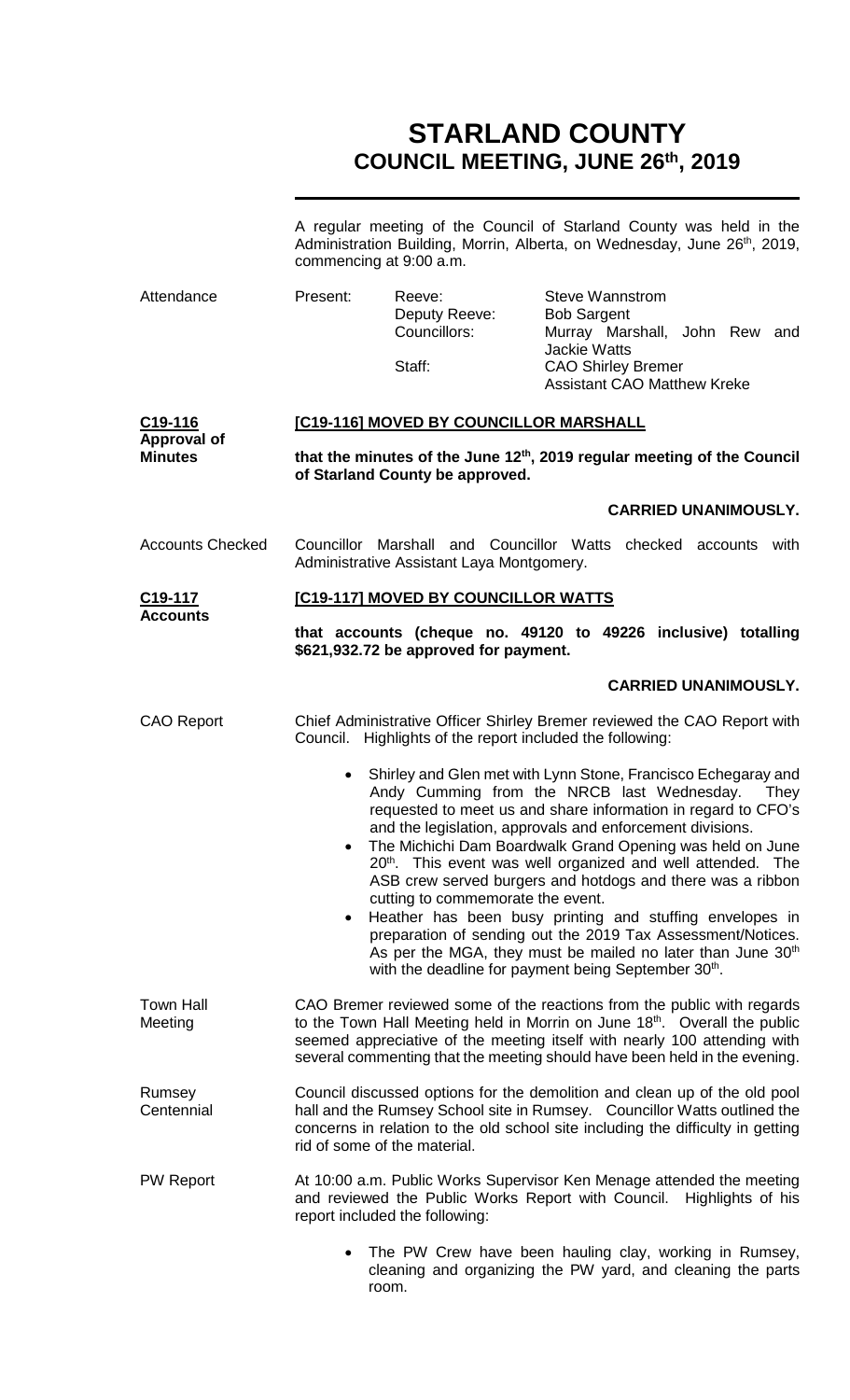# STARLAND COUNTY
## COUNCIL MEETING, JUNE 26th, 2019

A regular meeting of the Council of Starland County was held in the Administration Building, Morrin, Alberta, on Wednesday, June 26th, 2019, commencing at 9:00 a.m.

**Attendance**

| Present: | | |
|---|---|---|
| | Reeve: | Steve Wannstrom |
| | Deputy Reeve: | Bob Sargent |
| | Councillors: | Murray Marshall, John Rew and Jackie Watts |
| | Staff: | CAO Shirley Bremer |
| | | Assistant CAO Matthew Kreke |

**C19-116 Approval of Minutes**

**[C19-116] MOVED BY COUNCILLOR MARSHALL**

**that the minutes of the June 12th, 2019 regular meeting of the Council of Starland County be approved.**

**CARRIED UNANIMOUSLY.**

**Accounts Checked**

Councillor Marshall and Councillor Watts checked accounts with Administrative Assistant Laya Montgomery.

**C19-117 Accounts**

**[C19-117] MOVED BY COUNCILLOR WATTS**

**that accounts (cheque no. 49120 to 49226 inclusive) totalling \$621,932.72 be approved for payment.**

**CARRIED UNANIMOUSLY.**

**CAO Report**

Chief Administrative Officer Shirley Bremer reviewed the CAO Report with Council. Highlights of the report included the following:

- Shirley and Glen met with Lynn Stone, Francisco Echegaray and Andy Cumming from the NRCB last Wednesday. They requested to meet us and share information in regard to CFO's and the legislation, approvals and enforcement divisions.
- The Michichi Dam Boardwalk Grand Opening was held on June 20th. This event was well organized and well attended. The ASB crew served burgers and hotdogs and there was a ribbon cutting to commemorate the event.
- Heather has been busy printing and stuffing envelopes in preparation of sending out the 2019 Tax Assessment/Notices. As per the MGA, they must be mailed no later than June 30th with the deadline for payment being September 30th.

**Town Hall Meeting**

CAO Bremer reviewed some of the reactions from the public with regards to the Town Hall Meeting held in Morrin on June 18th. Overall the public seemed appreciative of the meeting itself with nearly 100 attending with several commenting that the meeting should have been held in the evening.

**Rumsey Centennial**

Council discussed options for the demolition and clean up of the old pool hall and the Rumsey School site in Rumsey. Councillor Watts outlined the concerns in relation to the old school site including the difficulty in getting rid of some of the material.

**PW Report**

At 10:00 a.m. Public Works Supervisor Ken Menage attended the meeting and reviewed the Public Works Report with Council. Highlights of his report included the following:

- The PW Crew have been hauling clay, working in Rumsey, cleaning and organizing the PW yard, and cleaning the parts room.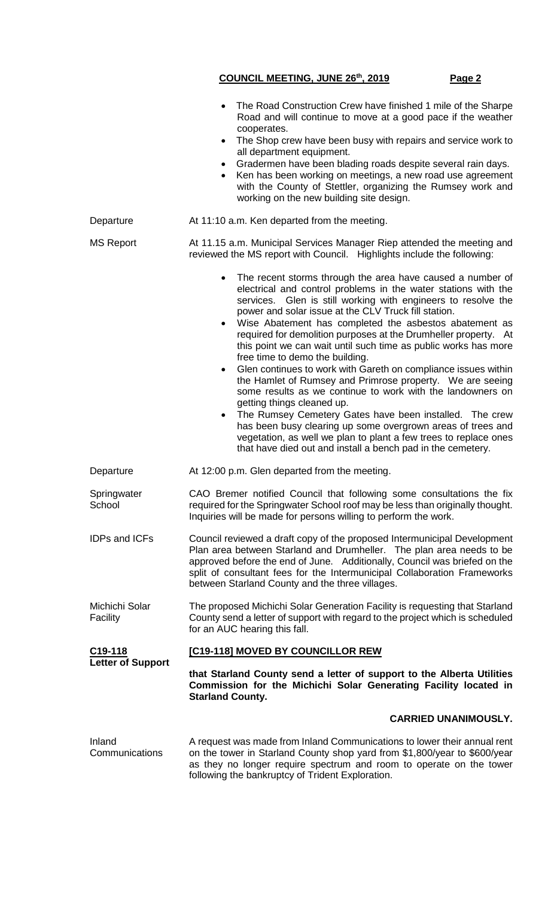- The Road Construction Crew have finished 1 mile of the Sharpe Road and will continue to move at a good pace if the weather cooperates.
- The Shop crew have been busy with repairs and service work to all department equipment.
- Gradermen have been blading roads despite several rain days.
- Ken has been working on meetings, a new road use agreement with the County of Stettler, organizing the Rumsey work and working on the new building site design.

**Departure** — At 11:10 a.m. Ken departed from the meeting.

**MS Report** — At 11.15 a.m. Municipal Services Manager Riep attended the meeting and reviewed the MS report with Council. Highlights include the following:

- The recent storms through the area have caused a number of electrical and control problems in the water stations with the services. Glen is still working with engineers to resolve the power and solar issue at the CLV Truck fill station.
- Wise Abatement has completed the asbestos abatement as required for demolition purposes at the Drumheller property. At this point we can wait until such time as public works has more free time to demo the building.
- Glen continues to work with Gareth on compliance issues within the Hamlet of Rumsey and Primrose property. We are seeing some results as we continue to work with the landowners on getting things cleaned up.
- The Rumsey Cemetery Gates have been installed. The crew has been busy clearing up some overgrown areas of trees and vegetation, as well we plan to plant a few trees to replace ones that have died out and install a bench pad in the cemetery.

**Departure** — At 12:00 p.m. Glen departed from the meeting.

**Springwater School** — CAO Bremer notified Council that following some consultations the fix required for the Springwater School roof may be less than originally thought. Inquiries will be made for persons willing to perform the work.

**IDPs and ICFs** — Council reviewed a draft copy of the proposed Intermunicipal Development Plan area between Starland and Drumheller. The plan area needs to be approved before the end of June. Additionally, Council was briefed on the split of consultant fees for the Intermunicipal Collaboration Frameworks between Starland County and the three villages.

**Michichi Solar Facility** — The proposed Michichi Solar Generation Facility is requesting that Starland County send a letter of support with regard to the project which is scheduled for an AUC hearing this fall.

**C19-118 Letter of Support**

**[C19-118] MOVED BY COUNCILLOR REW**

**that Starland County send a letter of support to the Alberta Utilities Commission for the Michichi Solar Generating Facility located in Starland County.**

**CARRIED UNANIMOUSLY.**

**Inland Communications** — A request was made from Inland Communications to lower their annual rent on the tower in Starland County shop yard from $1,800/year to $600/year as they no longer require spectrum and room to operate on the tower following the bankruptcy of Trident Exploration.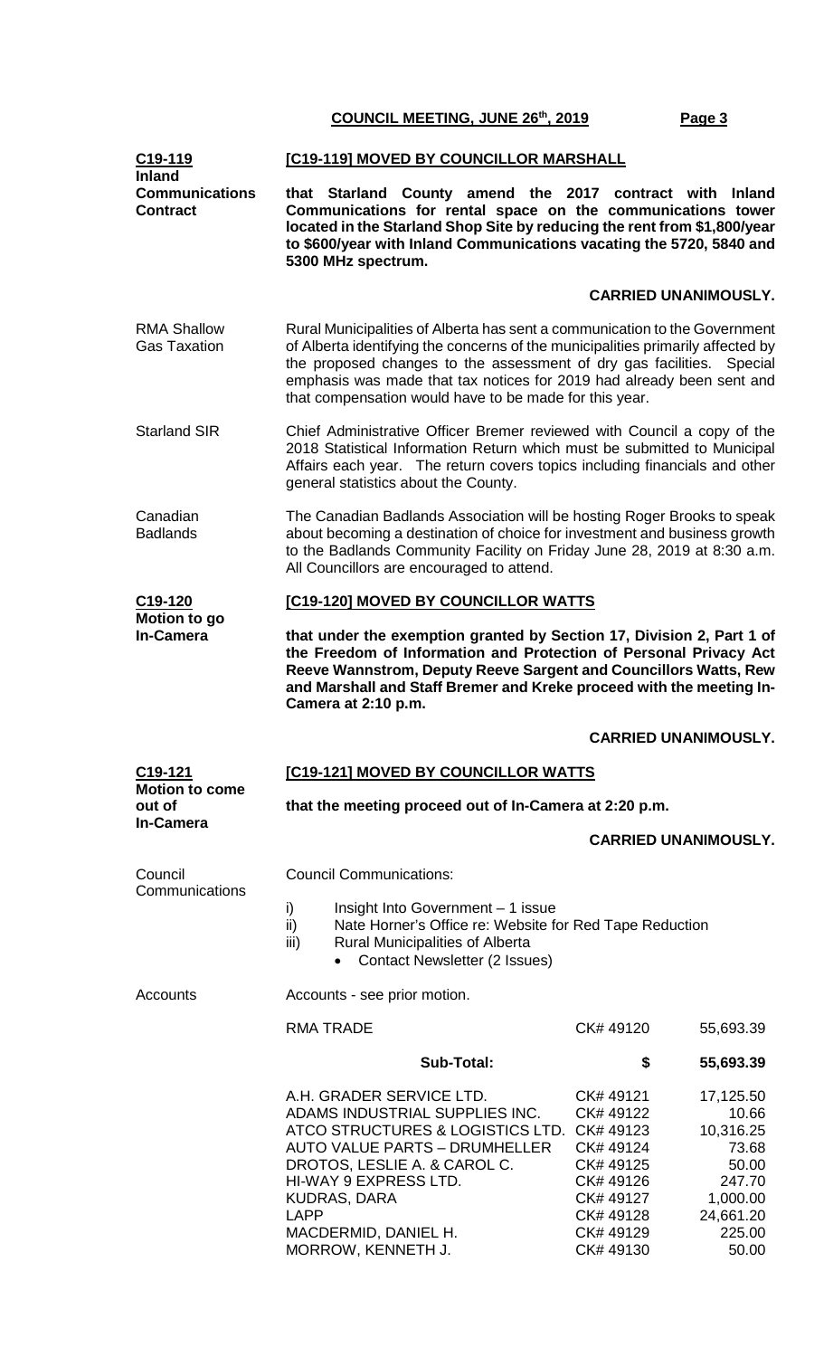**C19-119**
**Inland Communications Contract**

**[C19-119] MOVED BY COUNCILLOR MARSHALL**

**that Starland County amend the 2017 contract with Inland Communications for rental space on the communications tower located in the Starland Shop Site by reducing the rent from $1,800/year to $600/year with Inland Communications vacating the 5720, 5840 and 5300 MHz spectrum.**

**CARRIED UNANIMOUSLY.**

RMA Shallow Gas Taxation

Rural Municipalities of Alberta has sent a communication to the Government of Alberta identifying the concerns of the municipalities primarily affected by the proposed changes to the assessment of dry gas facilities. Special emphasis was made that tax notices for 2019 had already been sent and that compensation would have to be made for this year.

Starland SIR

Chief Administrative Officer Bremer reviewed with Council a copy of the 2018 Statistical Information Return which must be submitted to Municipal Affairs each year. The return covers topics including financials and other general statistics about the County.

Canadian Badlands

The Canadian Badlands Association will be hosting Roger Brooks to speak about becoming a destination of choice for investment and business growth to the Badlands Community Facility on Friday June 28, 2019 at 8:30 a.m. All Councillors are encouraged to attend.

**C19-120**
**Motion to go In-Camera**

**[C19-120] MOVED BY COUNCILLOR WATTS**

**that under the exemption granted by Section 17, Division 2, Part 1 of the Freedom of Information and Protection of Personal Privacy Act Reeve Wannstrom, Deputy Reeve Sargent and Councillors Watts, Rew and Marshall and Staff Bremer and Kreke proceed with the meeting In-Camera at 2:10 p.m.**

**CARRIED UNANIMOUSLY.**

**C19-121**
**Motion to come out of In-Camera**

**[C19-121] MOVED BY COUNCILLOR WATTS**

**that the meeting proceed out of In-Camera at 2:20 p.m.**

**CARRIED UNANIMOUSLY.**

Council Communications

Council Communications:

i) Insight Into Government – 1 issue
ii) Nate Horner's Office re: Website for Red Tape Reduction
iii) Rural Municipalities of Alberta
  - Contact Newsletter (2 Issues)

Accounts

Accounts - see prior motion.

| | | |
|---|---|---|
| RMA TRADE | CK# 49120 | 55,693.39 |
| **Sub-Total:** | **$** | **55,693.39** |
| A.H. GRADER SERVICE LTD. | CK# 49121 | 17,125.50 |
| ADAMS INDUSTRIAL SUPPLIES INC. | CK# 49122 | 10.66 |
| ATCO STRUCTURES & LOGISTICS LTD. | CK# 49123 | 10,316.25 |
| AUTO VALUE PARTS – DRUMHELLER | CK# 49124 | 73.68 |
| DROTOS, LESLIE A. & CAROL C. | CK# 49125 | 50.00 |
| HI-WAY 9 EXPRESS LTD. | CK# 49126 | 247.70 |
| KUDRAS, DARA | CK# 49127 | 1,000.00 |
| LAPP | CK# 49128 | 24,661.20 |
| MACDERMID, DANIEL H. | CK# 49129 | 225.00 |
| MORROW, KENNETH J. | CK# 49130 | 50.00 |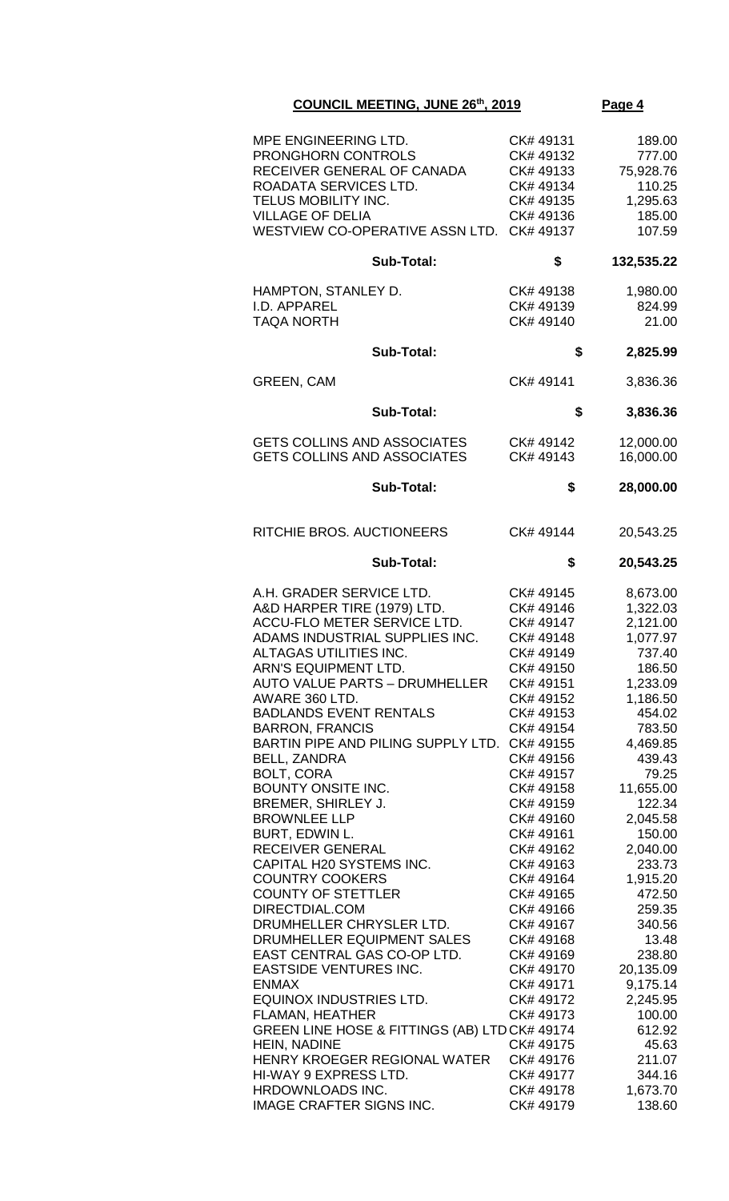**COUNCIL MEETING, JUNE 26th, 2019**

| | | |
|---|---|---|
| MPE ENGINEERING LTD. | CK# 49131 | 189.00 |
| PRONGHORN CONTROLS | CK# 49132 | 777.00 |
| RECEIVER GENERAL OF CANADA | CK# 49133 | 75,928.76 |
| ROADATA SERVICES LTD. | CK# 49134 | 110.25 |
| TELUS MOBILITY INC. | CK# 49135 | 1,295.63 |
| VILLAGE OF DELIA | CK# 49136 | 185.00 |
| WESTVIEW CO-OPERATIVE ASSN LTD. | CK# 49137 | 107.59 |
| **Sub-Total:** | **$** | **132,535.22** |
| HAMPTON, STANLEY D. | CK# 49138 | 1,980.00 |
| I.D. APPAREL | CK# 49139 | 824.99 |
| TAQA NORTH | CK# 49140 | 21.00 |
| **Sub-Total:** | **$** | **2,825.99** |
| GREEN, CAM | CK# 49141 | 3,836.36 |
| **Sub-Total:** | **$** | **3,836.36** |
| GETS COLLINS AND ASSOCIATES | CK# 49142 | 12,000.00 |
| GETS COLLINS AND ASSOCIATES | CK# 49143 | 16,000.00 |
| **Sub-Total:** | **$** | **28,000.00** |
| RITCHIE BROS. AUCTIONEERS | CK# 49144 | 20,543.25 |
| **Sub-Total:** | **$** | **20,543.25** |
| A.H. GRADER SERVICE LTD. | CK# 49145 | 8,673.00 |
| A&D HARPER TIRE (1979) LTD. | CK# 49146 | 1,322.03 |
| ACCU-FLO METER SERVICE LTD. | CK# 49147 | 2,121.00 |
| ADAMS INDUSTRIAL SUPPLIES INC. | CK# 49148 | 1,077.97 |
| ALTAGAS UTILITIES INC. | CK# 49149 | 737.40 |
| ARN'S EQUIPMENT LTD. | CK# 49150 | 186.50 |
| AUTO VALUE PARTS – DRUMHELLER | CK# 49151 | 1,233.09 |
| AWARE 360 LTD. | CK# 49152 | 1,186.50 |
| BADLANDS EVENT RENTALS | CK# 49153 | 454.02 |
| BARRON, FRANCIS | CK# 49154 | 783.50 |
| BARTIN PIPE AND PILING SUPPLY LTD. | CK# 49155 | 4,469.85 |
| BELL, ZANDRA | CK# 49156 | 439.43 |
| BOLT, CORA | CK# 49157 | 79.25 |
| BOUNTY ONSITE INC. | CK# 49158 | 11,655.00 |
| BREMER, SHIRLEY J. | CK# 49159 | 122.34 |
| BROWNLEE LLP | CK# 49160 | 2,045.58 |
| BURT, EDWIN L. | CK# 49161 | 150.00 |
| RECEIVER GENERAL | CK# 49162 | 2,040.00 |
| CAPITAL H20 SYSTEMS INC. | CK# 49163 | 233.73 |
| COUNTRY COOKERS | CK# 49164 | 1,915.20 |
| COUNTY OF STETTLER | CK# 49165 | 472.50 |
| DIRECTDIAL.COM | CK# 49166 | 259.35 |
| DRUMHELLER CHRYSLER LTD. | CK# 49167 | 340.56 |
| DRUMHELLER EQUIPMENT SALES | CK# 49168 | 13.48 |
| EAST CENTRAL GAS CO-OP LTD. | CK# 49169 | 238.80 |
| EASTSIDE VENTURES INC. | CK# 49170 | 20,135.09 |
| ENMAX | CK# 49171 | 9,175.14 |
| EQUINOX INDUSTRIES LTD. | CK# 49172 | 2,245.95 |
| FLAMAN, HEATHER | CK# 49173 | 100.00 |
| GREEN LINE HOSE & FITTINGS (AB) LTD | CK# 49174 | 612.92 |
| HEIN, NADINE | CK# 49175 | 45.63 |
| HENRY KROEGER REGIONAL WATER | CK# 49176 | 211.07 |
| HI-WAY 9 EXPRESS LTD. | CK# 49177 | 344.16 |
| HRDOWNLOADS INC. | CK# 49178 | 1,673.70 |
| IMAGE CRAFTER SIGNS INC. | CK# 49179 | 138.60 |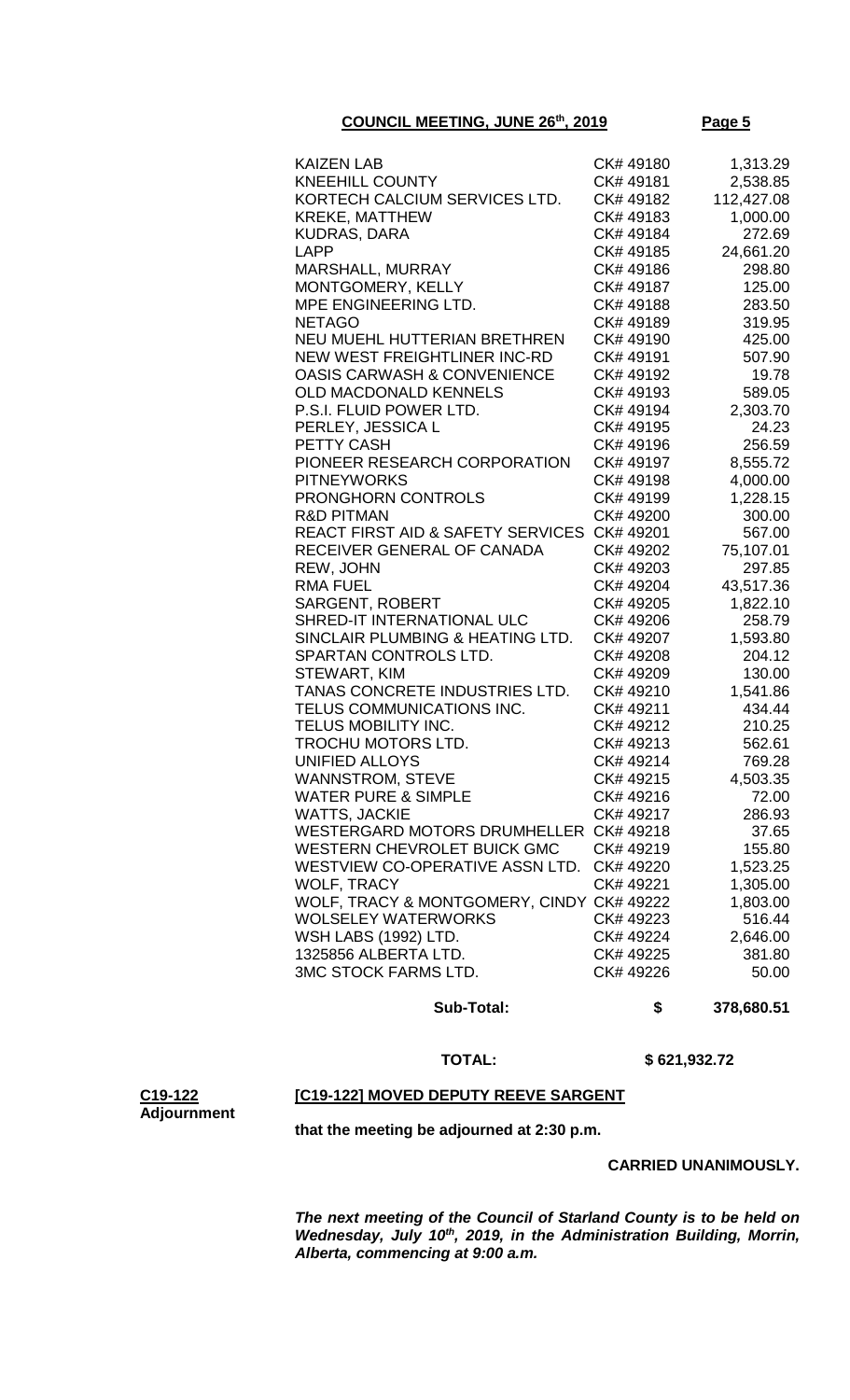| | | |
|---|---|---|
| KAIZEN LAB | CK# 49180 | 1,313.29 |
| KNEEHILL COUNTY | CK# 49181 | 2,538.85 |
| KORTECH CALCIUM SERVICES LTD. | CK# 49182 | 112,427.08 |
| KREKE, MATTHEW | CK# 49183 | 1,000.00 |
| KUDRAS, DARA | CK# 49184 | 272.69 |
| LAPP | CK# 49185 | 24,661.20 |
| MARSHALL, MURRAY | CK# 49186 | 298.80 |
| MONTGOMERY, KELLY | CK# 49187 | 125.00 |
| MPE ENGINEERING LTD. | CK# 49188 | 283.50 |
| NETAGO | CK# 49189 | 319.95 |
| NEU MUEHL HUTTERIAN BRETHREN | CK# 49190 | 425.00 |
| NEW WEST FREIGHTLINER INC-RD | CK# 49191 | 507.90 |
| OASIS CARWASH & CONVENIENCE | CK# 49192 | 19.78 |
| OLD MACDONALD KENNELS | CK# 49193 | 589.05 |
| P.S.I. FLUID POWER LTD. | CK# 49194 | 2,303.70 |
| PERLEY, JESSICA L | CK# 49195 | 24.23 |
| PETTY CASH | CK# 49196 | 256.59 |
| PIONEER RESEARCH CORPORATION | CK# 49197 | 8,555.72 |
| PITNEYWORKS | CK# 49198 | 4,000.00 |
| PRONGHORN CONTROLS | CK# 49199 | 1,228.15 |
| R&D PITMAN | CK# 49200 | 300.00 |
| REACT FIRST AID & SAFETY SERVICES | CK# 49201 | 567.00 |
| RECEIVER GENERAL OF CANADA | CK# 49202 | 75,107.01 |
| REW, JOHN | CK# 49203 | 297.85 |
| RMA FUEL | CK# 49204 | 43,517.36 |
| SARGENT, ROBERT | CK# 49205 | 1,822.10 |
| SHRED-IT INTERNATIONAL ULC | CK# 49206 | 258.79 |
| SINCLAIR PLUMBING & HEATING LTD. | CK# 49207 | 1,593.80 |
| SPARTAN CONTROLS LTD. | CK# 49208 | 204.12 |
| STEWART, KIM | CK# 49209 | 130.00 |
| TANAS CONCRETE INDUSTRIES LTD. | CK# 49210 | 1,541.86 |
| TELUS COMMUNICATIONS INC. | CK# 49211 | 434.44 |
| TELUS MOBILITY INC. | CK# 49212 | 210.25 |
| TROCHU MOTORS LTD. | CK# 49213 | 562.61 |
| UNIFIED ALLOYS | CK# 49214 | 769.28 |
| WANNSTROM, STEVE | CK# 49215 | 4,503.35 |
| WATER PURE & SIMPLE | CK# 49216 | 72.00 |
| WATTS, JACKIE | CK# 49217 | 286.93 |
| WESTERGARD MOTORS DRUMHELLER | CK# 49218 | 37.65 |
| WESTERN CHEVROLET BUICK GMC | CK# 49219 | 155.80 |
| WESTVIEW CO-OPERATIVE ASSN LTD. | CK# 49220 | 1,523.25 |
| WOLF, TRACY | CK# 49221 | 1,305.00 |
| WOLF, TRACY & MONTGOMERY, CINDY | CK# 49222 | 1,803.00 |
| WOLSELEY WATERWORKS | CK# 49223 | 516.44 |
| WSH LABS (1992) LTD. | CK# 49224 | 2,646.00 |
| 1325856 ALBERTA LTD. | CK# 49225 | 381.80 |
| 3MC STOCK FARMS LTD. | CK# 49226 | 50.00 |
| **Sub-Total:** | **$** | **378,680.51** |

**TOTAL: $ 621,932.72**

**C19-122**
**Adjournment**

**[C19-122] MOVED DEPUTY REEVE SARGENT**

**that the meeting be adjourned at 2:30 p.m.**

**CARRIED UNANIMOUSLY.**

***The next meeting of the Council of Starland County is to be held on Wednesday, July 10th, 2019, in the Administration Building, Morrin, Alberta, commencing at 9:00 a.m.***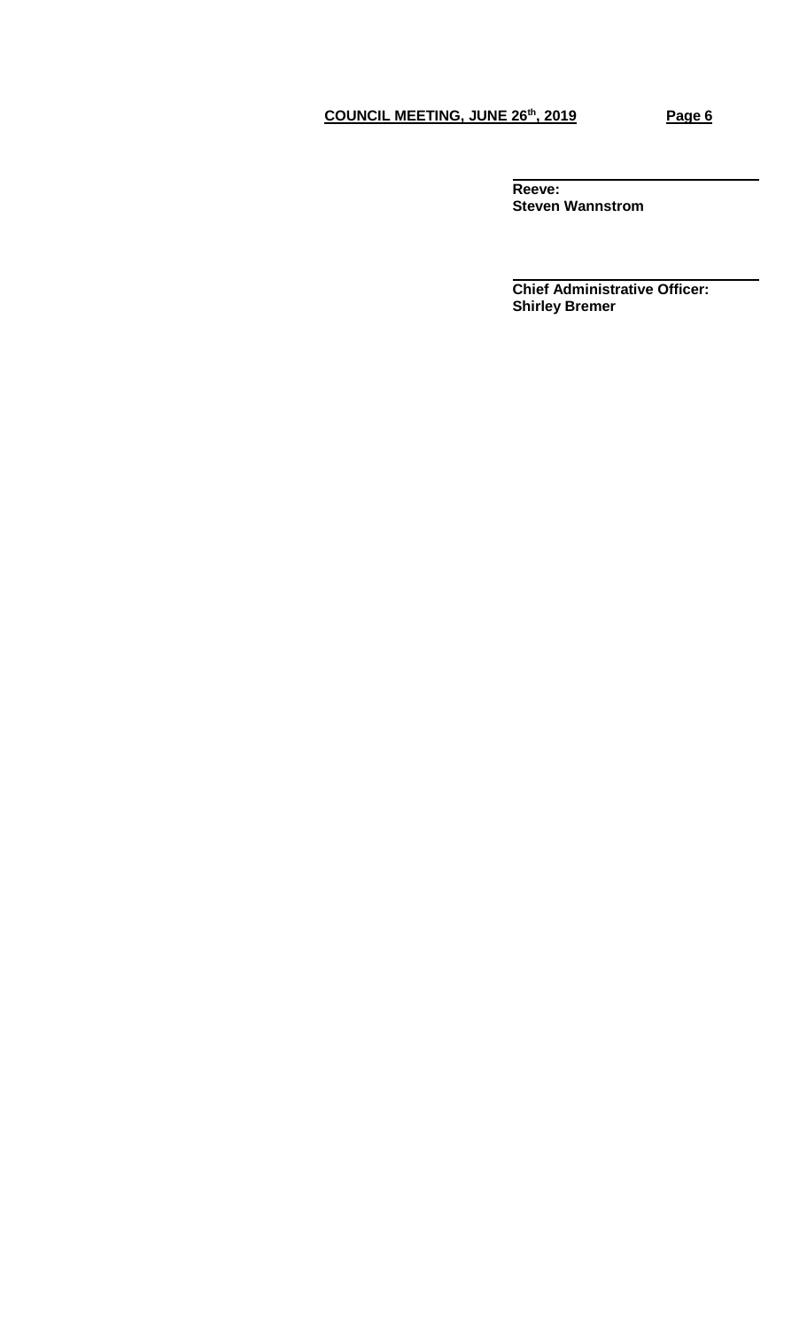______________________________
**Reeve:**
**Steven Wannstrom**

______________________________
**Chief Administrative Officer:**
**Shirley Bremer**